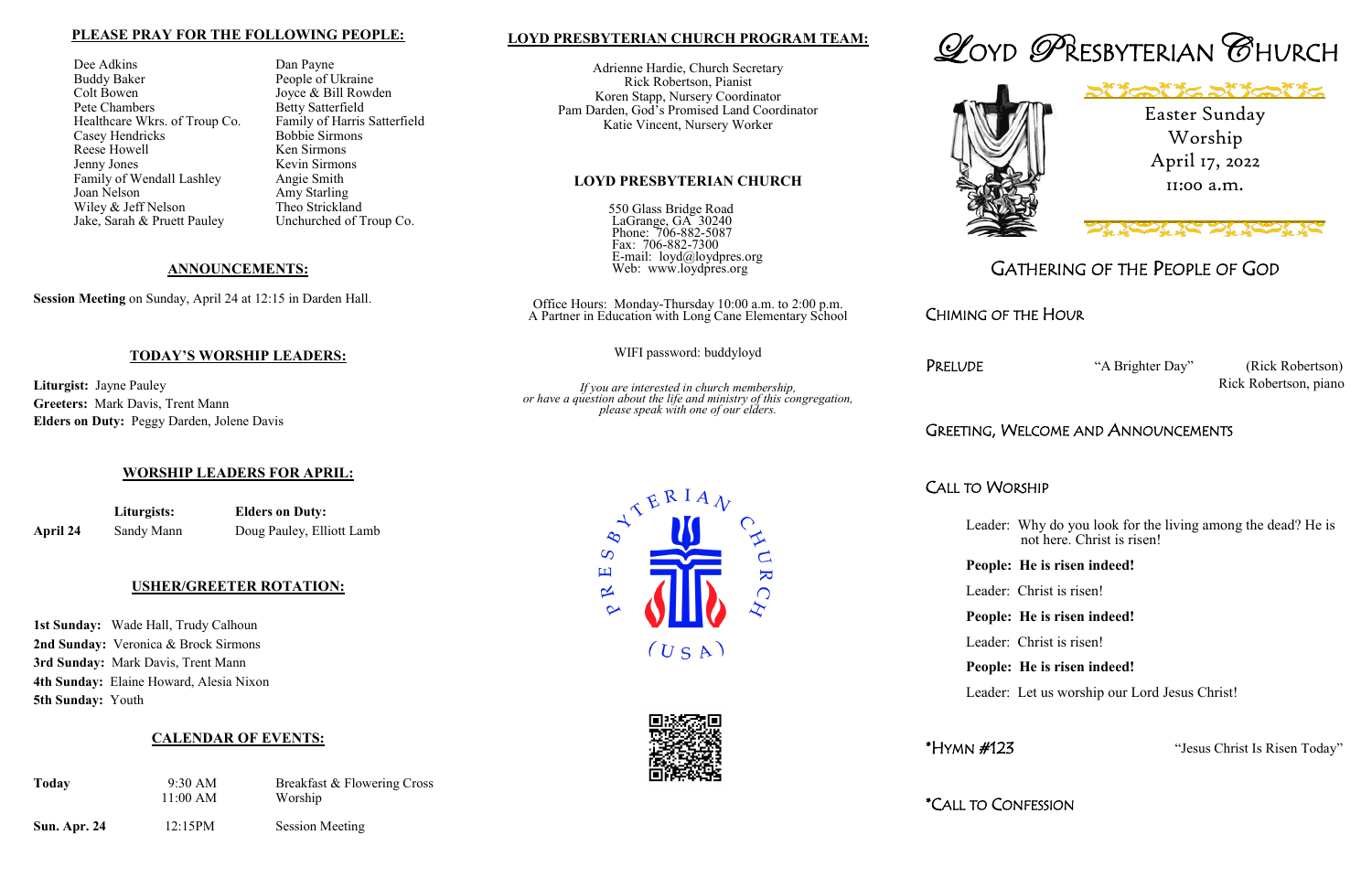## PLEASE PRAY FOR THE FOLLOWING PEOPLE:

Dee Adkins
Buddy Baker
Colt Bowen
Pete Chambers
Healthcare Wkrs. of Troup Co.
Casey Hendricks
Reese Howell
Jenny Jones
Family of Wendall Lashley
Joan Nelson
Wiley & Jeff Nelson
Jake, Sarah & Pruett Pauley
Dan Payne
People of Ukraine
Joyce & Bill Rowden
Betty Satterfield
Family of Harris Satterfield
Bobbie Sirmons
Ken Sirmons
Kevin Sirmons
Angie Smith
Amy Starling
Theo Strickland
Unchurched of Troup Co.

## ANNOUNCEMENTS:

**Session Meeting** on Sunday, April 24 at 12:15 in Darden Hall.

## TODAY'S WORSHIP LEADERS:

**Liturgist:** Jayne Pauley
**Greeters:** Mark Davis, Trent Mann
**Elders on Duty:** Peggy Darden, Jolene Davis

## WORSHIP LEADERS FOR APRIL:

| | Liturgists: | Elders on Duty: |
|---|---|---|
| **April 24** | Sandy Mann | Doug Pauley, Elliott Lamb |

## USHER/GREETER ROTATION:

**1st Sunday:** Wade Hall, Trudy Calhoun
**2nd Sunday:** Veronica & Brock Sirmons
**3rd Sunday:** Mark Davis, Trent Mann
**4th Sunday:** Elaine Howard, Alesia Nixon
**5th Sunday:** Youth

## CALENDAR OF EVENTS:

| | | |
|---|---|---|
| **Today** | 9:30 AM | Breakfast & Flowering Cross |
| | 11:00 AM | Worship |
| **Sun. Apr. 24** | 12:15PM | Session Meeting |

## LOYD PRESBYTERIAN CHURCH PROGRAM TEAM:

Adrienne Hardie, Church Secretary
Rick Robertson, Pianist
Koren Stapp, Nursery Coordinator
Pam Darden, God's Promised Land Coordinator
Katie Vincent, Nursery Worker

## LOYD PRESBYTERIAN CHURCH

550 Glass Bridge Road
LaGrange, GA 30240
Phone: 706-882-5087
Fax: 706-882-7300
E-mail: loyd@loydpres.org
Web: www.loydpres.org

Office Hours: Monday-Thursday 10:00 a.m. to 2:00 p.m.
A Partner in Education with Long Cane Elementary School

WIFI password: buddyloyd

*If you are interested in church membership, or have a question about the life and ministry of this congregation, please speak with one of our elders.*

# LOYD PRESBYTERIAN CHURCH

Easter Sunday Worship
April 17, 2022
11:00 a.m.

## GATHERING OF THE PEOPLE OF GOD

CHIMING OF THE HOUR

PRELUDE "A Brighter Day" (Rick Robertson)
Rick Robertson, piano

GREETING, WELCOME AND ANNOUNCEMENTS

CALL TO WORSHIP

Leader: Why do you look for the living among the dead? He is not here. Christ is risen!

**People: He is risen indeed!**

Leader: Christ is risen!

**People: He is risen indeed!**

Leader: Christ is risen!

**People: He is risen indeed!**

Leader: Let us worship our Lord Jesus Christ!

*HYMN #123 "Jesus Christ Is Risen Today"

*CALL TO CONFESSION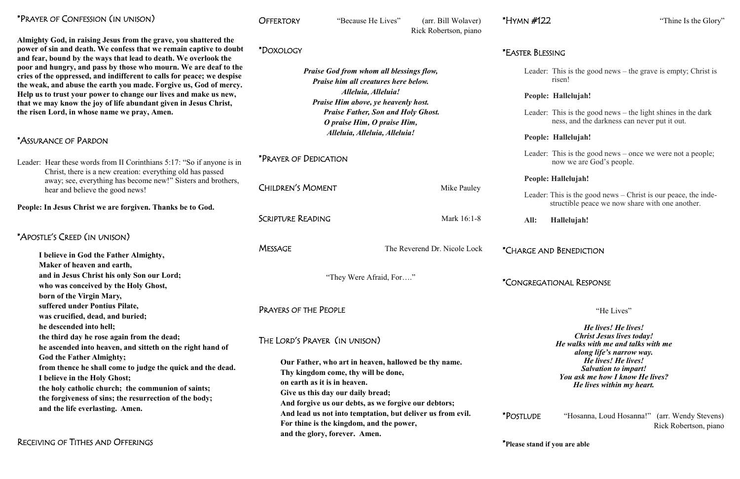## *PRAYER OF CONFESSION (IN UNISON)

**Almighty God, in raising Jesus from the grave, you shattered the power of sin and death. We confess that we remain captive to doubt and fear, bound by the ways that lead to death. We overlook the poor and hungry, and pass by those who mourn. We are deaf to the cries of the oppressed, and indifferent to calls for peace; we despise the weak, and abuse the earth you made. Forgive us, God of mercy. Help us to trust your power to change our lives and make us new, that we may know the joy of life abundant given in Jesus Christ, the risen Lord, in whose name we pray, Amen.**

## *ASSURANCE OF PARDON

Leader: Hear these words from II Corinthians 5:17: "So if anyone is in Christ, there is a new creation: everything old has passed away; see, everything has become new!" Sisters and brothers, hear and believe the good news!

**People: In Jesus Christ we are forgiven. Thanks be to God.**

## *APOSTLE'S CREED (IN UNISON)

**I believe in God the Father Almighty,**
**Maker of heaven and earth,**
**and in Jesus Christ his only Son our Lord;**
**who was conceived by the Holy Ghost,**
**born of the Virgin Mary,**
**suffered under Pontius Pilate,**
**was crucified, dead, and buried;**
**he descended into hell;**
**the third day he rose again from the dead;**
**he ascended into heaven, and sitteth on the right hand of God the Father Almighty;**
**from thence he shall come to judge the quick and the dead.**
**I believe in the Holy Ghost;**
**the holy catholic church; the communion of saints;**
**the forgiveness of sins; the resurrection of the body;**
**and the life everlasting. Amen.**

## RECEIVING OF TITHES AND OFFERINGS

## OFFERTORY

"Because He Lives" (arr. Bill Wolaver)
Rick Robertson, piano

## *DOXOLOGY

***Praise God from whom all blessings flow,***
***Praise him all creatures here below.***
***Alleluia, Alleluia!***
***Praise Him above, ye heavenly host.***
***Praise Father, Son and Holy Ghost.***
***O praise Him, O praise Him,***
***Alleluia, Alleluia, Alleluia!***

## *PRAYER OF DEDICATION

## CHILDREN'S MOMENT

Mike Pauley

## SCRIPTURE READING

Mark 16:1-8

## MESSAGE

The Reverend Dr. Nicole Lock

"They Were Afraid, For…."

## PRAYERS OF THE PEOPLE

## THE LORD'S PRAYER (IN UNISON)

**Our Father, who art in heaven, hallowed be thy name.**
**Thy kingdom come, thy will be done,**
**on earth as it is in heaven.**
**Give us this day our daily bread;**
**And forgive us our debts, as we forgive our debtors;**
**And lead us not into temptation, but deliver us from evil.**
**For thine is the kingdom, and the power,**
**and the glory, forever. Amen.**

## *HYMN #122

"Thine Is the Glory"

## *EASTER BLESSING

Leader: This is the good news – the grave is empty; Christ is risen!

**People: Hallelujah!**

Leader: This is the good news – the light shines in the darkness, and the darkness can never put it out.

**People: Hallelujah!**

Leader: This is the good news – once we were not a people; now we are God's people.

**People: Hallelujah!**

Leader: This is the good news – Christ is our peace, the indestructible peace we now share with one another.

**All: Hallelujah!**

## *CHARGE AND BENEDICTION

## *CONGREGATIONAL RESPONSE

"He Lives"

***He lives! He lives!***
***Christ Jesus lives today!***
***He walks with me and talks with me***
***along life's narrow way.***
***He lives! He lives!***
***Salvation to impart!***
***You ask me how I know He lives?***
***He lives within my heart.***

## *POSTLUDE

"Hosanna, Loud Hosanna!" (arr. Wendy Stevens)
Rick Robertson, piano

***Please stand if you are able**